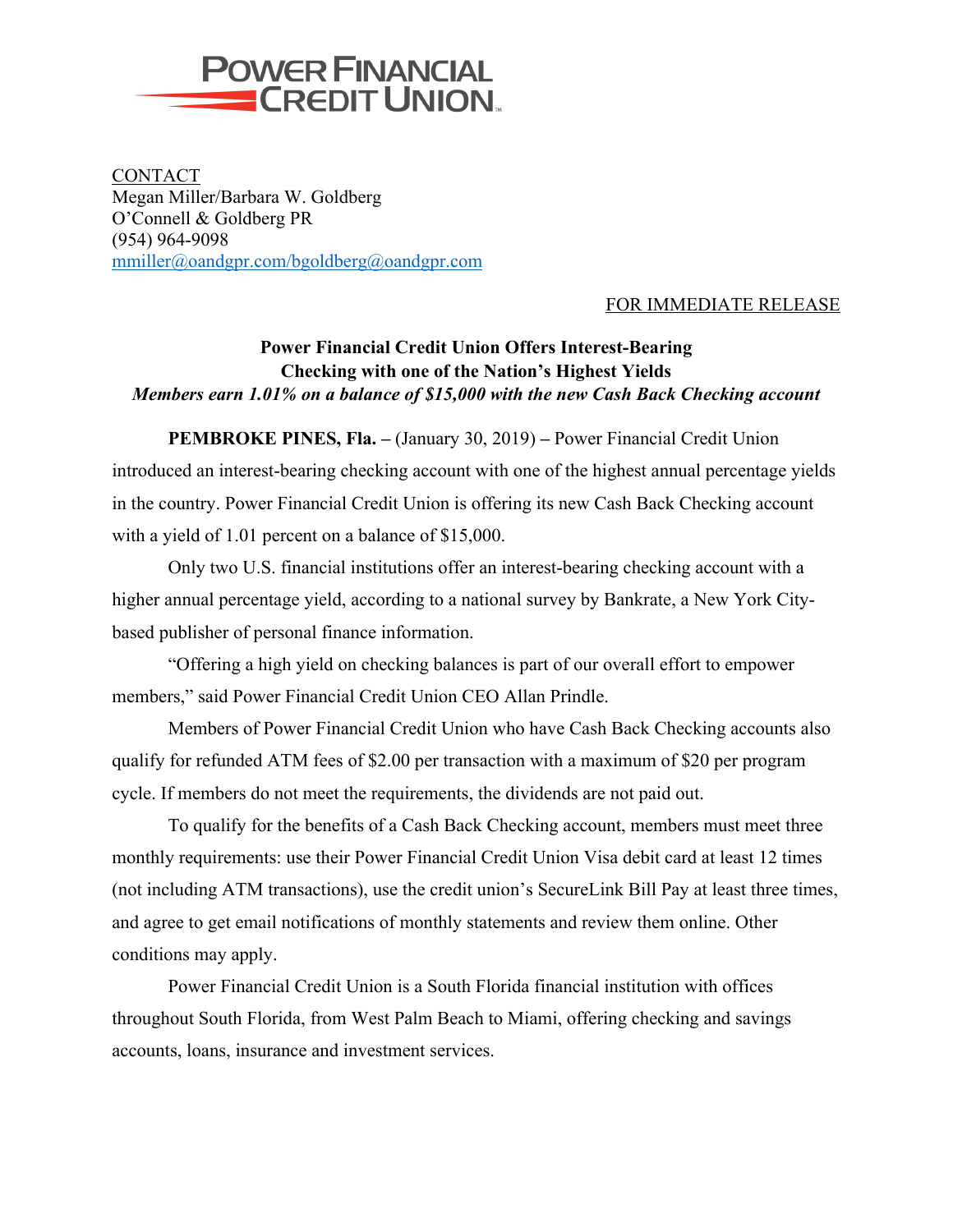POWER FINANCIAL CREDIT UNION

CONTACT
Megan Miller/Barbara W. Goldberg
O'Connell & Goldberg PR
(954) 964-9098
mmiller@oandgpr.com/bgoldberg@oandgpr.com

FOR IMMEDIATE RELEASE

**Power Financial Credit Union Offers Interest-Bearing Checking with one of the Nation's Highest Yields**

***Members earn 1.01% on a balance of $15,000 with the new Cash Back Checking account***

**PEMBROKE PINES, Fla. –** (January 30, 2019) **–** Power Financial Credit Union introduced an interest-bearing checking account with one of the highest annual percentage yields in the country. Power Financial Credit Union is offering its new Cash Back Checking account with a yield of 1.01 percent on a balance of $15,000.

Only two U.S. financial institutions offer an interest-bearing checking account with a higher annual percentage yield, according to a national survey by Bankrate, a New York City-based publisher of personal finance information.

"Offering a high yield on checking balances is part of our overall effort to empower members," said Power Financial Credit Union CEO Allan Prindle.

Members of Power Financial Credit Union who have Cash Back Checking accounts also qualify for refunded ATM fees of $2.00 per transaction with a maximum of $20 per program cycle. If members do not meet the requirements, the dividends are not paid out.

To qualify for the benefits of a Cash Back Checking account, members must meet three monthly requirements: use their Power Financial Credit Union Visa debit card at least 12 times (not including ATM transactions), use the credit union's SecureLink Bill Pay at least three times, and agree to get email notifications of monthly statements and review them online. Other conditions may apply.

Power Financial Credit Union is a South Florida financial institution with offices throughout South Florida, from West Palm Beach to Miami, offering checking and savings accounts, loans, insurance and investment services.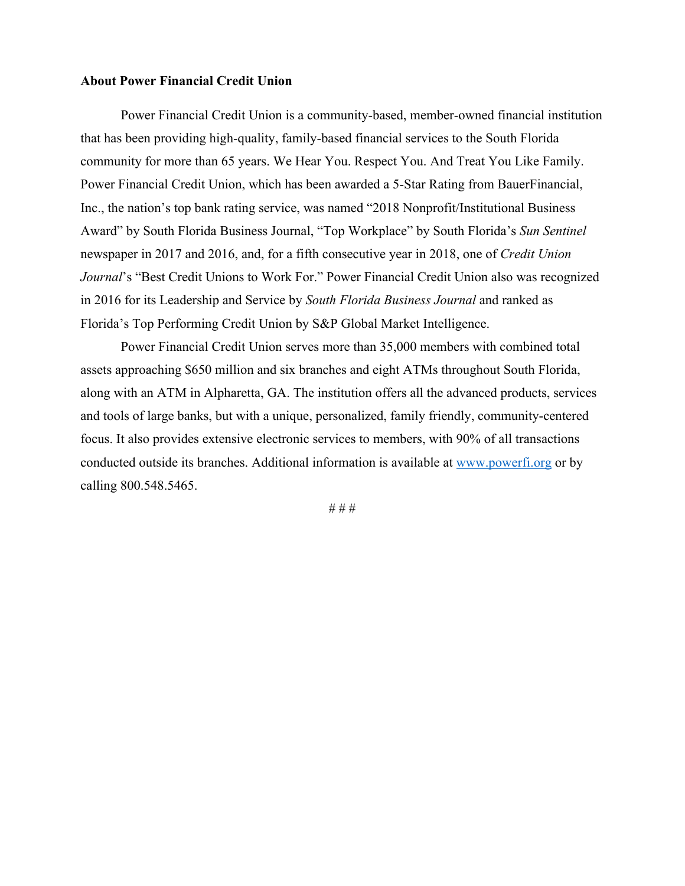**About Power Financial Credit Union**

Power Financial Credit Union is a community-based, member-owned financial institution that has been providing high-quality, family-based financial services to the South Florida community for more than 65 years. We Hear You. Respect You. And Treat You Like Family. Power Financial Credit Union, which has been awarded a 5-Star Rating from BauerFinancial, Inc., the nation's top bank rating service, was named "2018 Nonprofit/Institutional Business Award" by South Florida Business Journal, "Top Workplace" by South Florida's *Sun Sentinel* newspaper in 2017 and 2016, and, for a fifth consecutive year in 2018, one of *Credit Union Journal*'s "Best Credit Unions to Work For." Power Financial Credit Union also was recognized in 2016 for its Leadership and Service by *South Florida Business Journal* and ranked as Florida's Top Performing Credit Union by S&P Global Market Intelligence.

Power Financial Credit Union serves more than 35,000 members with combined total assets approaching $650 million and six branches and eight ATMs throughout South Florida, along with an ATM in Alpharetta, GA. The institution offers all the advanced products, services and tools of large banks, but with a unique, personalized, family friendly, community-centered focus. It also provides extensive electronic services to members, with 90% of all transactions conducted outside its branches. Additional information is available at [www.powerfi.org](http://www.powerfi.org) or by calling 800.548.5465.

# # #